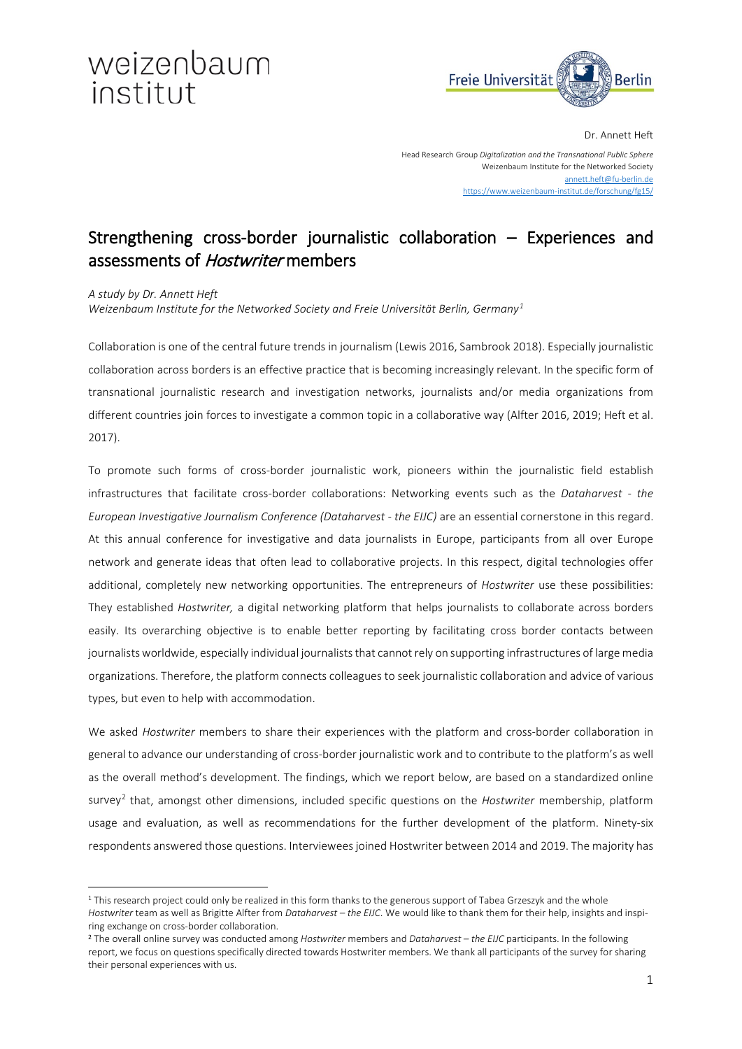weizenbaum institut

Freie Universität Berlin

Dr. Annett Heft

Head Research Group *Digitalization and the Transnational Public Sphere*
Weizenbaum Institute for the Networked Society
annett.heft@fu-berlin.de
https://www.weizenbaum-institut.de/forschung/fg15/

# Strengthening cross-border journalistic collaboration – Experiences and assessments of *Hostwriter* members

*A study by Dr. Annett Heft*
*Weizenbaum Institute for the Networked Society and Freie Universität Berlin, Germany*[1]

Collaboration is one of the central future trends in journalism (Lewis 2016, Sambrook 2018). Especially journalistic collaboration across borders is an effective practice that is becoming increasingly relevant. In the specific form of transnational journalistic research and investigation networks, journalists and/or media organizations from different countries join forces to investigate a common topic in a collaborative way (Alfter 2016, 2019; Heft et al. 2017).

To promote such forms of cross-border journalistic work, pioneers within the journalistic field establish infrastructures that facilitate cross-border collaborations: Networking events such as the *Dataharvest - the European Investigative Journalism Conference (Dataharvest - the EIJC)* are an essential cornerstone in this regard. At this annual conference for investigative and data journalists in Europe, participants from all over Europe network and generate ideas that often lead to collaborative projects. In this respect, digital technologies offer additional, completely new networking opportunities. The entrepreneurs of *Hostwriter* use these possibilities: They established *Hostwriter,* a digital networking platform that helps journalists to collaborate across borders easily. Its overarching objective is to enable better reporting by facilitating cross border contacts between journalists worldwide, especially individual journalists that cannot rely on supporting infrastructures of large media organizations. Therefore, the platform connects colleagues to seek journalistic collaboration and advice of various types, but even to help with accommodation.

We asked *Hostwriter* members to share their experiences with the platform and cross-border collaboration in general to advance our understanding of cross-border journalistic work and to contribute to the platform's as well as the overall method's development. The findings, which we report below, are based on a standardized online survey[2] that, amongst other dimensions, included specific questions on the *Hostwriter* membership, platform usage and evaluation, as well as recommendations for the further development of the platform. Ninety-six respondents answered those questions. Interviewees joined Hostwriter between 2014 and 2019. The majority has

---

[1] This research project could only be realized in this form thanks to the generous support of Tabea Grzeszyk and the whole *Hostwriter* team as well as Brigitte Alfter from *Dataharvest – the EIJC*. We would like to thank them for their help, insights and inspiring exchange on cross-border collaboration.

[2] The overall online survey was conducted among *Hostwriter* members and *Dataharvest – the EIJC* participants. In the following report, we focus on questions specifically directed towards Hostwriter members. We thank all participants of the survey for sharing their personal experiences with us.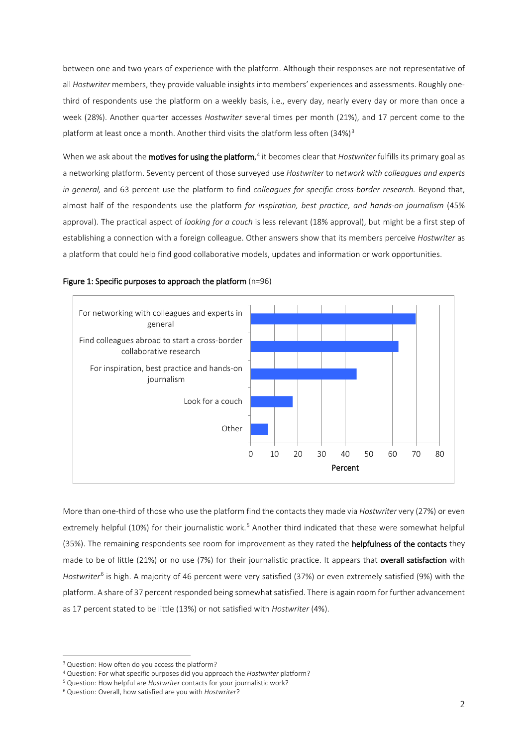between one and two years of experience with the platform. Although their responses are not representative of all *Hostwriter* members, they provide valuable insights into members' experiences and assessments. Roughly one-third of respondents use the platform on a weekly basis, i.e., every day, nearly every day or more than once a week (28%). Another quarter accesses *Hostwriter* several times per month (21%), and 17 percent come to the platform at least once a month. Another third visits the platform less often (34%)[3]

When we ask about the **motives for using the platform**,[4] it becomes clear that *Hostwriter* fulfills its primary goal as a networking platform. Seventy percent of those surveyed use *Hostwriter* to n*etwork with colleagues and experts in general,* and 63 percent use the platform to find *colleagues for specific cross-border research.* Beyond that, almost half of the respondents use the platform *for inspiration, best practice, and hands-on journalism* (45% approval). The practical aspect of *looking for a couch* is less relevant (18% approval), but might be a first step of establishing a connection with a foreign colleague. Other answers show that its members perceive *Hostwriter* as a platform that could help find good collaborative models, updates and information or work opportunities.

**Figure 1: Specific purposes to approach the platform** (n=96)

| Purpose | Percent |
|---|---|
| For networking with colleagues and experts in general | 70 |
| Find colleagues abroad to start a cross-border collaborative research | 63 |
| For inspiration, best practice and hands-on journalism | 45 |
| Look for a couch | 18 |
| Other | 7 |

More than one-third of those who use the platform find the contacts they made via *Hostwriter* very (27%) or even extremely helpful (10%) for their journalistic work.[5] Another third indicated that these were somewhat helpful (35%). The remaining respondents see room for improvement as they rated the **helpfulness of the contacts** they made to be of little (21%) or no use (7%) for their journalistic practice. It appears that **overall satisfaction** with *Hostwriter*[6] is high. A majority of 46 percent were very satisfied (37%) or even extremely satisfied (9%) with the platform. A share of 37 percent responded being somewhat satisfied. There is again room for further advancement as 17 percent stated to be little (13%) or not satisfied with *Hostwriter* (4%).

---

[3] Question: How often do you access the platform?

[4] Question: For what specific purposes did you approach the *Hostwriter* platform?

[5] Question: How helpful are *Hostwriter* contacts for your journalistic work?

[6] Question: Overall, how satisfied are you with *Hostwriter*?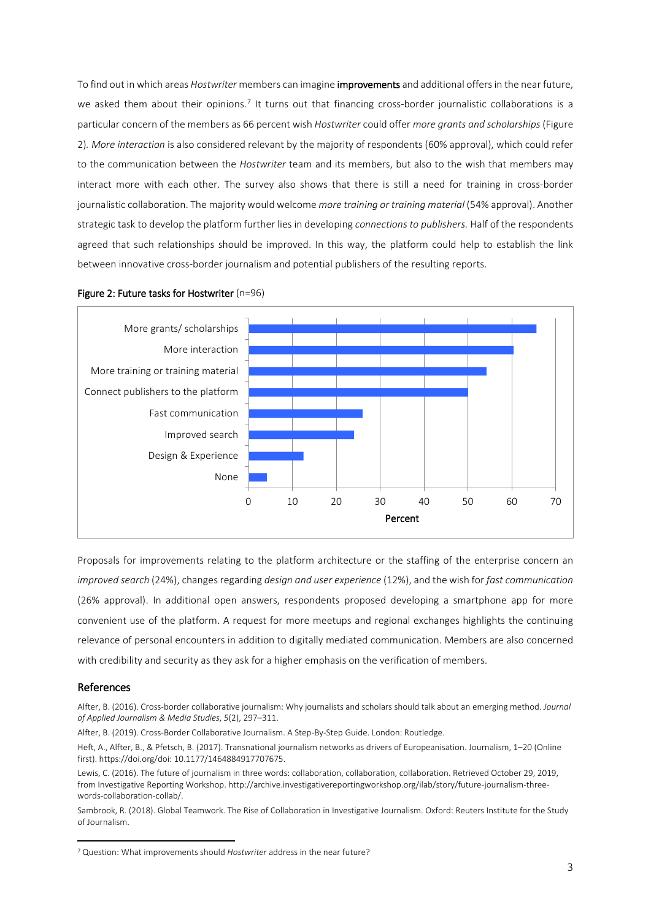To find out in which areas *Hostwriter* members can imagine **improvements** and additional offers in the near future, we asked them about their opinions.[7] It turns out that financing cross-border journalistic collaborations is a particular concern of the members as 66 percent wish *Hostwriter* could offer *more grants and scholarships* (Figure 2). *More interaction* is also considered relevant by the majority of respondents (60% approval), which could refer to the communication between the *Hostwriter* team and its members, but also to the wish that members may interact more with each other. The survey also shows that there is still a need for training in cross-border journalistic collaboration. The majority would welcome *more training or training material* (54% approval). Another strategic task to develop the platform further lies in developing *connections to publishers.* Half of the respondents agreed that such relationships should be improved. In this way, the platform could help to establish the link between innovative cross-border journalism and potential publishers of the resulting reports.

**Figure 2: Future tasks for Hostwriter** (n=96)

More grants/ scholarships
More interaction
More training or training material
Connect publishers to the platform
Fast communication
Improved search
Design & Experience
None

0 10 20 30 40 50 60 70

Percent

Proposals for improvements relating to the platform architecture or the staffing of the enterprise concern an *improved search* (24%), changes regarding *design and user experience* (12%), and the wish for *fast communication* (26% approval). In additional open answers, respondents proposed developing a smartphone app for more convenient use of the platform. A request for more meetups and regional exchanges highlights the continuing relevance of personal encounters in addition to digitally mediated communication. Members are also concerned with credibility and security as they ask for a higher emphasis on the verification of members.

## References

Alfter, B. (2016). Cross-border collaborative journalism: Why journalists and scholars should talk about an emerging method. *Journal of Applied Journalism & Media Studies*, *5*(2), 297–311.

Alfter, B. (2019). Cross-Border Collaborative Journalism. A Step-By-Step Guide. London: Routledge.

Heft, A., Alfter, B., & Pfetsch, B. (2017). Transnational journalism networks as drivers of Europeanisation. Journalism, 1–20 (Online first). https://doi.org/doi: 10.1177/1464884917707675.

Lewis, C. (2016). The future of journalism in three words: collaboration, collaboration, collaboration. Retrieved October 29, 2019, from Investigative Reporting Workshop. http://archive.investigativereportingworkshop.org/ilab/story/future-journalism-three-words-collaboration-collab/.

Sambrook, R. (2018). Global Teamwork. The Rise of Collaboration in Investigative Journalism. Oxford: Reuters Institute for the Study of Journalism.

[7] Question: What improvements should *Hostwriter* address in the near future?